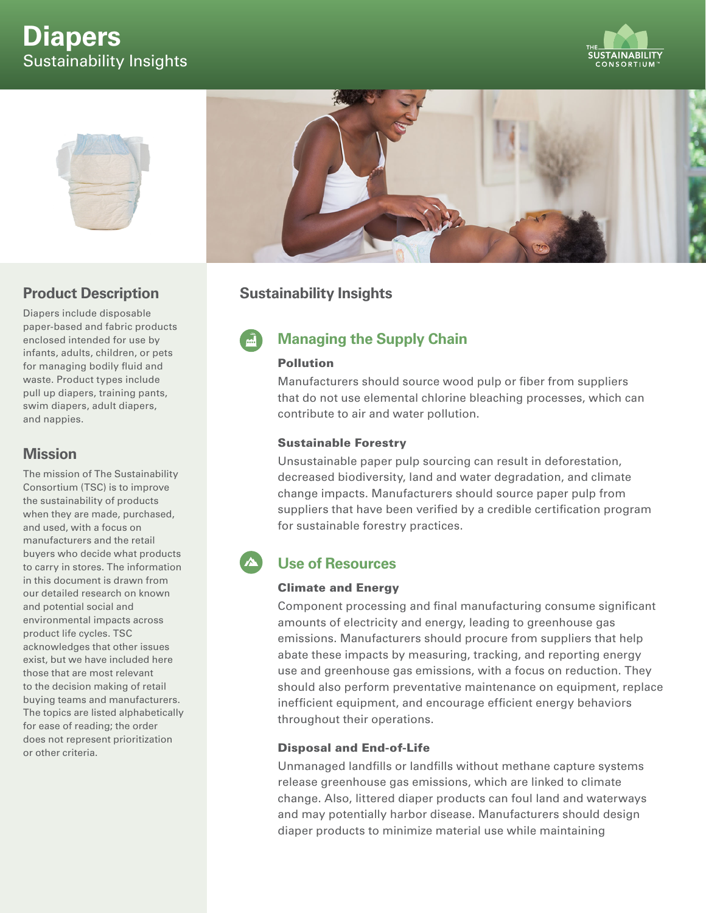# Diapers

Sustainability Insights

## Product Description

Diapers include disposable paper-based and fabric products enclosed intended for use by infants, adults, children, or pets for managing bodily fluid and waste. Product types include pull up diapers, training pants, swim diapers, adult diapers, and nappies.

## Mission

The mission of The Sustainability Consortium (TSC) is to improve the sustainability of products when they are made, purchased, and used, with a focus on manufacturers and the retail buyers who decide what products to carry in stores. The information in this document is drawn from our detailed research on known and potential social and environmental impacts across product life cycles. TSC acknowledges that other issues exist, but we have included here those that are most relevant to the decision making of retail buying teams and manufacturers. The topics are listed alphabetically for ease of reading; the order does not represent prioritization or other criteria.

## Sustainability Insights

### Managing the Supply Chain

**Pollution**

Manufacturers should source wood pulp or fiber from suppliers that do not use elemental chlorine bleaching processes, which can contribute to air and water pollution.

**Sustainable Forestry**

Unsustainable paper pulp sourcing can result in deforestation, decreased biodiversity, land and water degradation, and climate change impacts. Manufacturers should source paper pulp from suppliers that have been verified by a credible certification program for sustainable forestry practices.

### Use of Resources

**Climate and Energy**

Component processing and final manufacturing consume significant amounts of electricity and energy, leading to greenhouse gas emissions. Manufacturers should procure from suppliers that help abate these impacts by measuring, tracking, and reporting energy use and greenhouse gas emissions, with a focus on reduction. They should also perform preventative maintenance on equipment, replace inefficient equipment, and encourage efficient energy behaviors throughout their operations.

**Disposal and End-of-Life**

Unmanaged landfills or landfills without methane capture systems release greenhouse gas emissions, which are linked to climate change. Also, littered diaper products can foul land and waterways and may potentially harbor disease. Manufacturers should design diaper products to minimize material use while maintaining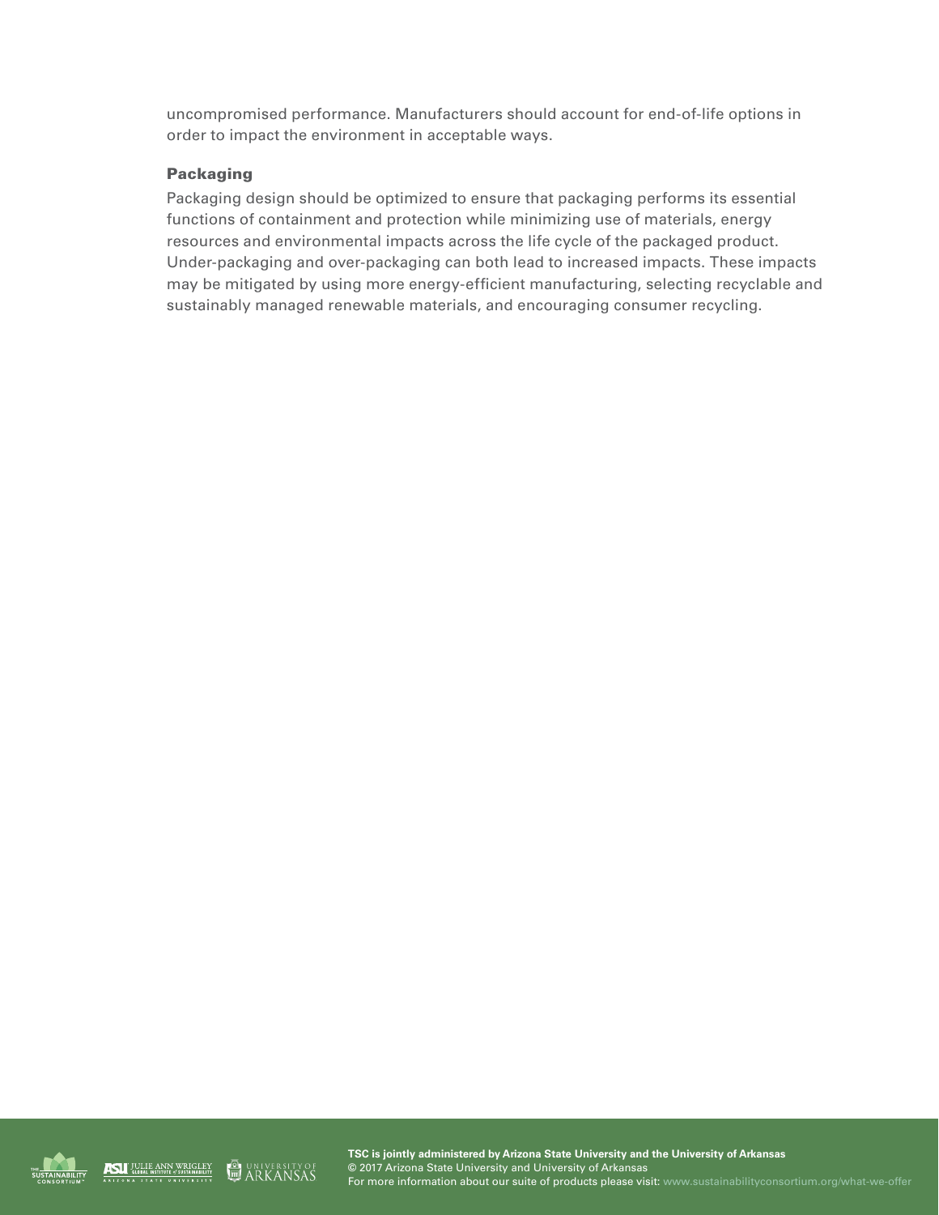uncompromised performance. Manufacturers should account for end-of-life options in order to impact the environment in acceptable ways.

### Packaging

Packaging design should be optimized to ensure that packaging performs its essential functions of containment and protection while minimizing use of materials, energy resources and environmental impacts across the life cycle of the packaged product. Under-packaging and over-packaging can both lead to increased impacts. These impacts may be mitigated by using more energy-efficient manufacturing, selecting recyclable and sustainably managed renewable materials, and encouraging consumer recycling.

**TSC is jointly administered by Arizona State University and the University of Arkansas**
© 2017 Arizona State University and University of Arkansas
For more information about our suite of products please visit: www.sustainabilityconsortium.org/what-we-offer